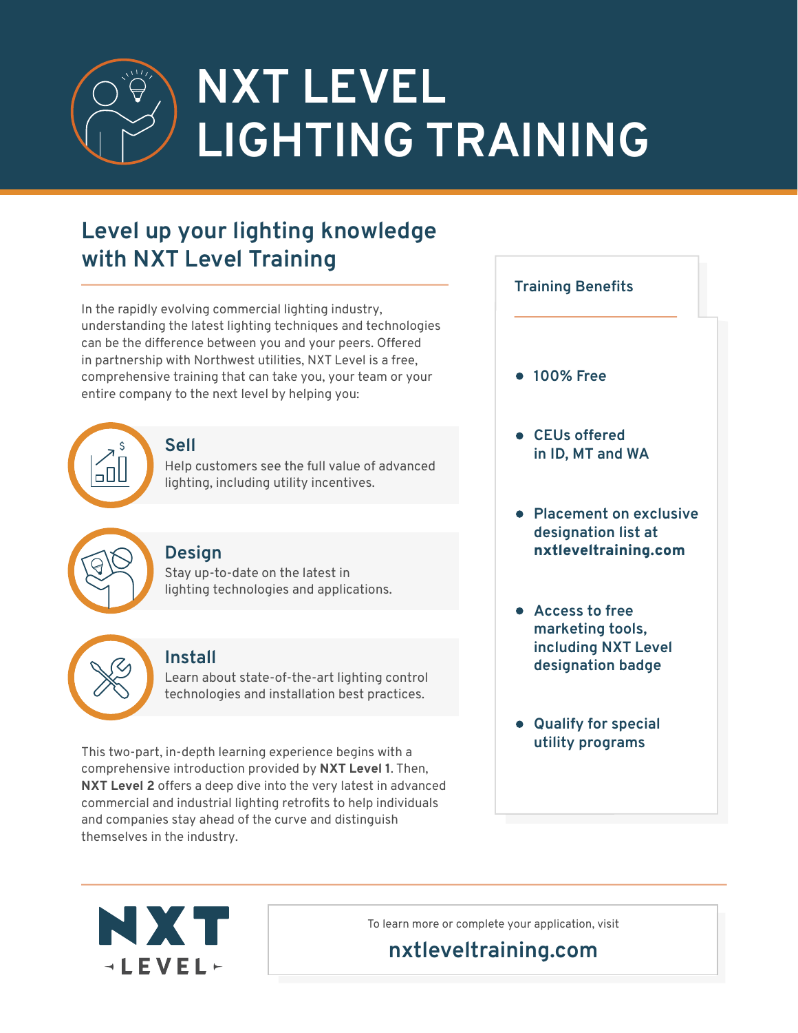# NXT LEVEL LIGHTING TRAINING

## Level up your lighting knowledge with NXT Level Training

In the rapidly evolving commercial lighting industry, understanding the latest lighting techniques and technologies can be the difference between you and your peers. Offered in partnership with Northwest utilities, NXT Level is a free, comprehensive training that can take you, your team or your entire company to the next level by helping you:

### Sell

Help customers see the full value of advanced lighting, including utility incentives.

### Design

Stay up-to-date on the latest in lighting technologies and applications.

### Install

Learn about state-of-the-art lighting control technologies and installation best practices.

This two-part, in-depth learning experience begins with a comprehensive introduction provided by **NXT Level 1**. Then, **NXT Level 2** offers a deep dive into the very latest in advanced commercial and industrial lighting retrofits to help individuals and companies stay ahead of the curve and distinguish themselves in the industry.

### Training Benefits

- **100% Free**
- **CEUs offered in ID, MT and WA**
- **Placement on exclusive designation list at nxtleveltraining.com**
- **Access to free marketing tools, including NXT Level designation badge**
- **Qualify for special utility programs**

NXT LEVEL

To learn more or complete your application, visit

**nxtleveltraining.com**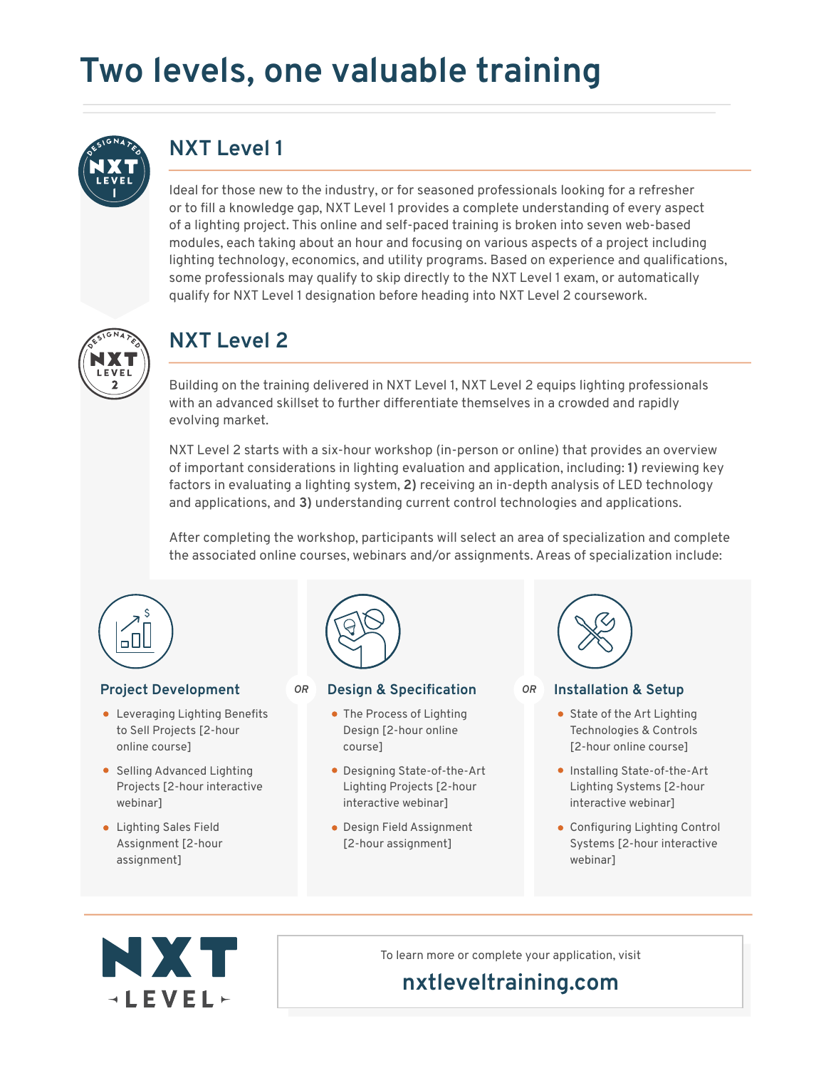# Two levels, one valuable training

## NXT Level 1

Ideal for those new to the industry, or for seasoned professionals looking for a refresher or to fill a knowledge gap, NXT Level 1 provides a complete understanding of every aspect of a lighting project. This online and self-paced training is broken into seven web-based modules, each taking about an hour and focusing on various aspects of a project including lighting technology, economics, and utility programs. Based on experience and qualifications, some professionals may qualify to skip directly to the NXT Level 1 exam, or automatically qualify for NXT Level 1 designation before heading into NXT Level 2 coursework.

## NXT Level 2

Building on the training delivered in NXT Level 1, NXT Level 2 equips lighting professionals with an advanced skillset to further differentiate themselves in a crowded and rapidly evolving market.

NXT Level 2 starts with a six-hour workshop (in-person or online) that provides an overview of important considerations in lighting evaluation and application, including: **1)** reviewing key factors in evaluating a lighting system, **2)** receiving an in-depth analysis of LED technology and applications, and **3)** understanding current control technologies and applications.

After completing the workshop, participants will select an area of specialization and complete the associated online courses, webinars and/or assignments. Areas of specialization include:

### Project Development

- Leveraging Lighting Benefits to Sell Projects [2-hour online course]
- Selling Advanced Lighting Projects [2-hour interactive webinar]
- Lighting Sales Field Assignment [2-hour assignment]

*OR*

### Design & Specification

- The Process of Lighting Design [2-hour online course]
- Designing State-of-the-Art Lighting Projects [2-hour interactive webinar]
- Design Field Assignment [2-hour assignment]

*OR*

### Installation & Setup

- State of the Art Lighting Technologies & Controls [2-hour online course]
- Installing State-of-the-Art Lighting Systems [2-hour interactive webinar]
- Configuring Lighting Control Systems [2-hour interactive webinar]

NXT LEVEL

To learn more or complete your application, visit

**nxtleveltraining.com**